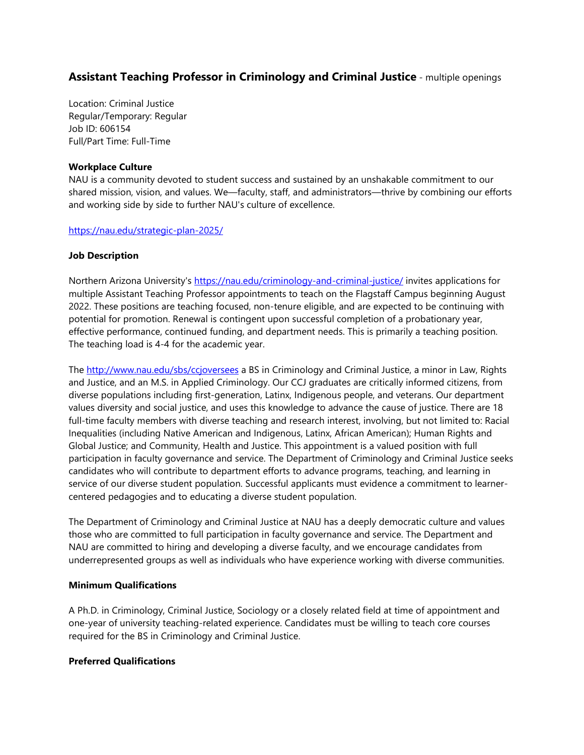## **Assistant Teaching Professor in Criminology and Criminal Justice** - multiple openings

Location: Criminal Justice
Regular/Temporary: Regular
Job ID: 606154
Full/Part Time: Full-Time

**Workplace Culture**

NAU is a community devoted to student success and sustained by an unshakable commitment to our shared mission, vision, and values. We—faculty, staff, and administrators—thrive by combining our efforts and working side by side to further NAU's culture of excellence.

https://nau.edu/strategic-plan-2025/

**Job Description**

Northern Arizona University's https://nau.edu/criminology-and-criminal-justice/ invites applications for multiple Assistant Teaching Professor appointments to teach on the Flagstaff Campus beginning August 2022. These positions are teaching focused, non-tenure eligible, and are expected to be continuing with potential for promotion. Renewal is contingent upon successful completion of a probationary year, effective performance, continued funding, and department needs. This is primarily a teaching position. The teaching load is 4-4 for the academic year.

The http://www.nau.edu/sbs/ccjoversees a BS in Criminology and Criminal Justice, a minor in Law, Rights and Justice, and an M.S. in Applied Criminology. Our CCJ graduates are critically informed citizens, from diverse populations including first-generation, Latinx, Indigenous people, and veterans. Our department values diversity and social justice, and uses this knowledge to advance the cause of justice. There are 18 full-time faculty members with diverse teaching and research interest, involving, but not limited to: Racial Inequalities (including Native American and Indigenous, Latinx, African American); Human Rights and Global Justice; and Community, Health and Justice. This appointment is a valued position with full participation in faculty governance and service. The Department of Criminology and Criminal Justice seeks candidates who will contribute to department efforts to advance programs, teaching, and learning in service of our diverse student population. Successful applicants must evidence a commitment to learner-centered pedagogies and to educating a diverse student population.

The Department of Criminology and Criminal Justice at NAU has a deeply democratic culture and values those who are committed to full participation in faculty governance and service. The Department and NAU are committed to hiring and developing a diverse faculty, and we encourage candidates from underrepresented groups as well as individuals who have experience working with diverse communities.

**Minimum Qualifications**

A Ph.D. in Criminology, Criminal Justice, Sociology or a closely related field at time of appointment and one-year of university teaching-related experience. Candidates must be willing to teach core courses required for the BS in Criminology and Criminal Justice.

**Preferred Qualifications**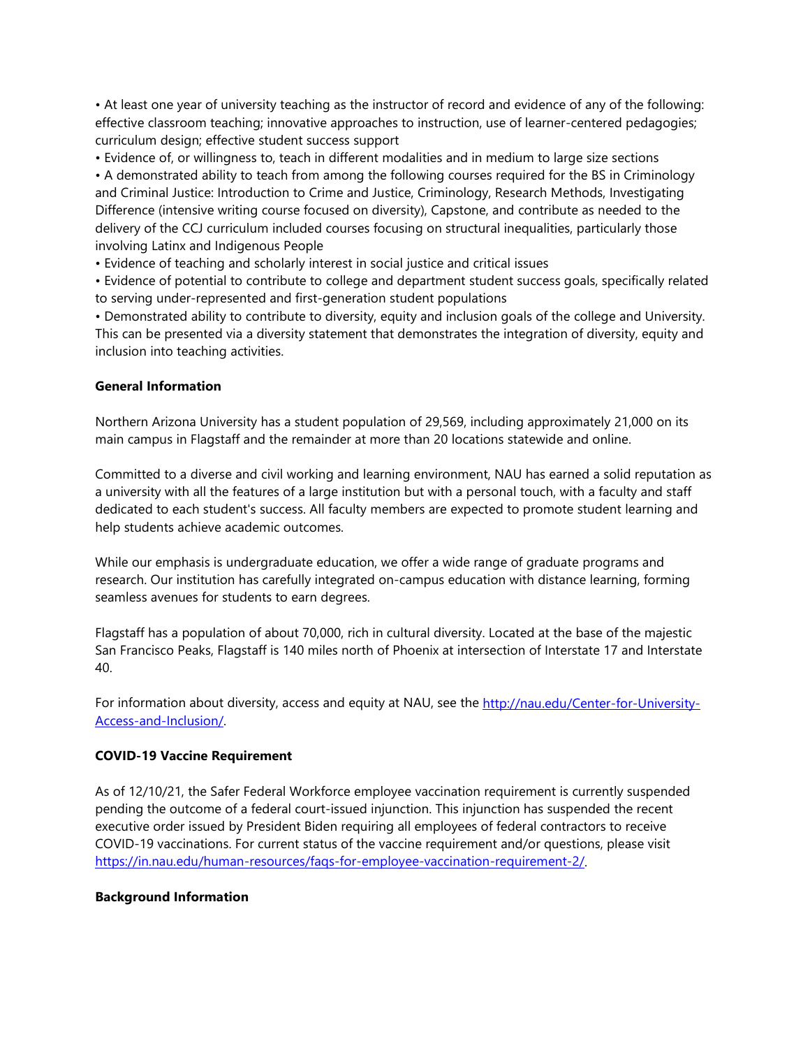- At least one year of university teaching as the instructor of record and evidence of any of the following: effective classroom teaching; innovative approaches to instruction, use of learner-centered pedagogies; curriculum design; effective student success support
- Evidence of, or willingness to, teach in different modalities and in medium to large size sections
- A demonstrated ability to teach from among the following courses required for the BS in Criminology and Criminal Justice: Introduction to Crime and Justice, Criminology, Research Methods, Investigating Difference (intensive writing course focused on diversity), Capstone, and contribute as needed to the delivery of the CCJ curriculum included courses focusing on structural inequalities, particularly those involving Latinx and Indigenous People
- Evidence of teaching and scholarly interest in social justice and critical issues
- Evidence of potential to contribute to college and department student success goals, specifically related to serving under-represented and first-generation student populations
- Demonstrated ability to contribute to diversity, equity and inclusion goals of the college and University. This can be presented via a diversity statement that demonstrates the integration of diversity, equity and inclusion into teaching activities.

**General Information**

Northern Arizona University has a student population of 29,569, including approximately 21,000 on its main campus in Flagstaff and the remainder at more than 20 locations statewide and online.

Committed to a diverse and civil working and learning environment, NAU has earned a solid reputation as a university with all the features of a large institution but with a personal touch, with a faculty and staff dedicated to each student's success. All faculty members are expected to promote student learning and help students achieve academic outcomes.

While our emphasis is undergraduate education, we offer a wide range of graduate programs and research. Our institution has carefully integrated on-campus education with distance learning, forming seamless avenues for students to earn degrees.

Flagstaff has a population of about 70,000, rich in cultural diversity. Located at the base of the majestic San Francisco Peaks, Flagstaff is 140 miles north of Phoenix at intersection of Interstate 17 and Interstate 40.

For information about diversity, access and equity at NAU, see the [http://nau.edu/Center-for-University-Access-and-Inclusion/](http://nau.edu/Center-for-University-Access-and-Inclusion/).

**COVID-19 Vaccine Requirement**

As of 12/10/21, the Safer Federal Workforce employee vaccination requirement is currently suspended pending the outcome of a federal court-issued injunction. This injunction has suspended the recent executive order issued by President Biden requiring all employees of federal contractors to receive COVID-19 vaccinations. For current status of the vaccine requirement and/or questions, please visit [https://in.nau.edu/human-resources/faqs-for-employee-vaccination-requirement-2/](https://in.nau.edu/human-resources/faqs-for-employee-vaccination-requirement-2/).

**Background Information**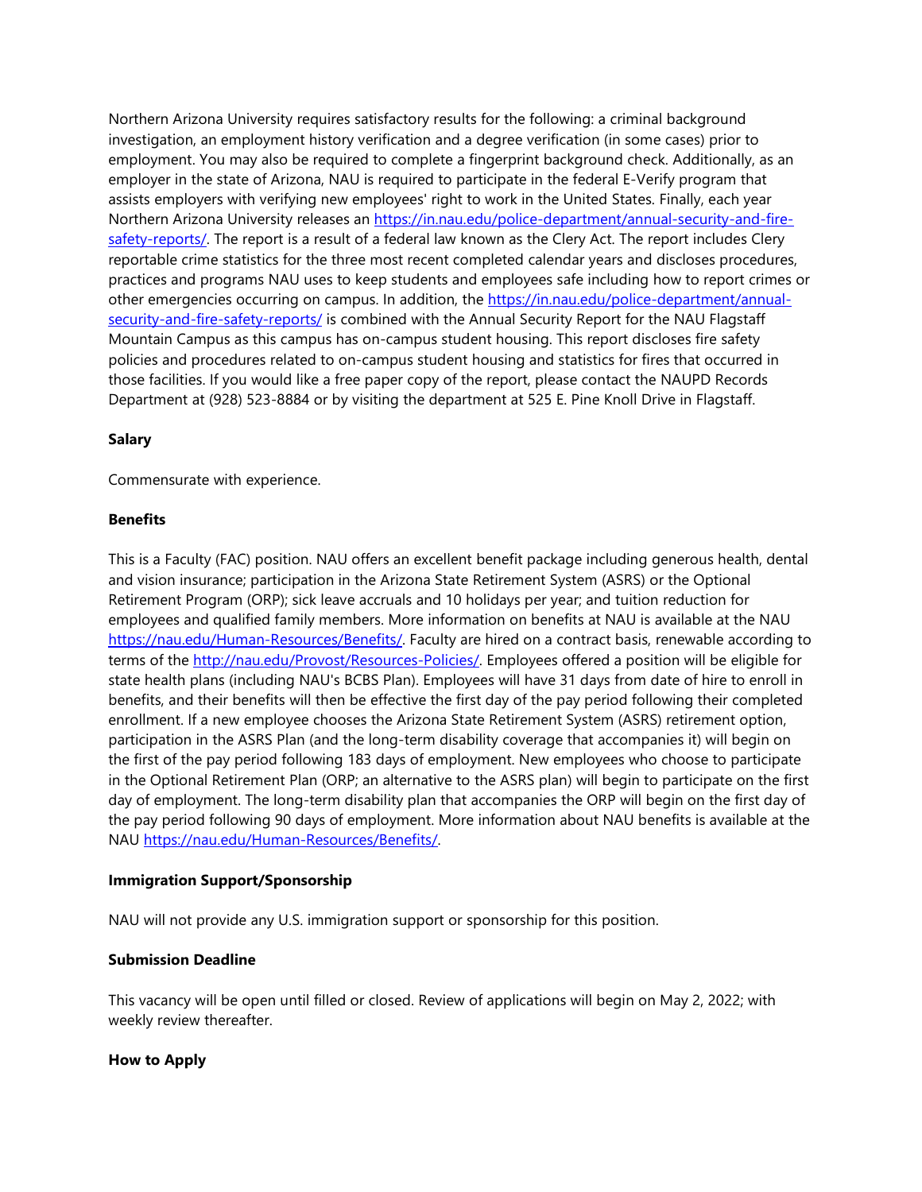Northern Arizona University requires satisfactory results for the following: a criminal background investigation, an employment history verification and a degree verification (in some cases) prior to employment. You may also be required to complete a fingerprint background check. Additionally, as an employer in the state of Arizona, NAU is required to participate in the federal E-Verify program that assists employers with verifying new employees' right to work in the United States. Finally, each year Northern Arizona University releases an [https://in.nau.edu/police-department/annual-security-and-fire-safety-reports/](https://in.nau.edu/police-department/annual-security-and-fire-safety-reports/). The report is a result of a federal law known as the Clery Act. The report includes Clery reportable crime statistics for the three most recent completed calendar years and discloses procedures, practices and programs NAU uses to keep students and employees safe including how to report crimes or other emergencies occurring on campus. In addition, the [https://in.nau.edu/police-department/annual-security-and-fire-safety-reports/](https://in.nau.edu/police-department/annual-security-and-fire-safety-reports/) is combined with the Annual Security Report for the NAU Flagstaff Mountain Campus as this campus has on-campus student housing. This report discloses fire safety policies and procedures related to on-campus student housing and statistics for fires that occurred in those facilities. If you would like a free paper copy of the report, please contact the NAUPD Records Department at (928) 523-8884 or by visiting the department at 525 E. Pine Knoll Drive in Flagstaff.

**Salary**

Commensurate with experience.

**Benefits**

This is a Faculty (FAC) position. NAU offers an excellent benefit package including generous health, dental and vision insurance; participation in the Arizona State Retirement System (ASRS) or the Optional Retirement Program (ORP); sick leave accruals and 10 holidays per year; and tuition reduction for employees and qualified family members. More information on benefits at NAU is available at the NAU [https://nau.edu/Human-Resources/Benefits/](https://nau.edu/Human-Resources/Benefits/). Faculty are hired on a contract basis, renewable according to terms of the [http://nau.edu/Provost/Resources-Policies/](http://nau.edu/Provost/Resources-Policies/). Employees offered a position will be eligible for state health plans (including NAU's BCBS Plan). Employees will have 31 days from date of hire to enroll in benefits, and their benefits will then be effective the first day of the pay period following their completed enrollment. If a new employee chooses the Arizona State Retirement System (ASRS) retirement option, participation in the ASRS Plan (and the long-term disability coverage that accompanies it) will begin on the first of the pay period following 183 days of employment. New employees who choose to participate in the Optional Retirement Plan (ORP; an alternative to the ASRS plan) will begin to participate on the first day of employment. The long-term disability plan that accompanies the ORP will begin on the first day of the pay period following 90 days of employment. More information about NAU benefits is available at the NAU [https://nau.edu/Human-Resources/Benefits/](https://nau.edu/Human-Resources/Benefits/).

**Immigration Support/Sponsorship**

NAU will not provide any U.S. immigration support or sponsorship for this position.

**Submission Deadline**

This vacancy will be open until filled or closed. Review of applications will begin on May 2, 2022; with weekly review thereafter.

**How to Apply**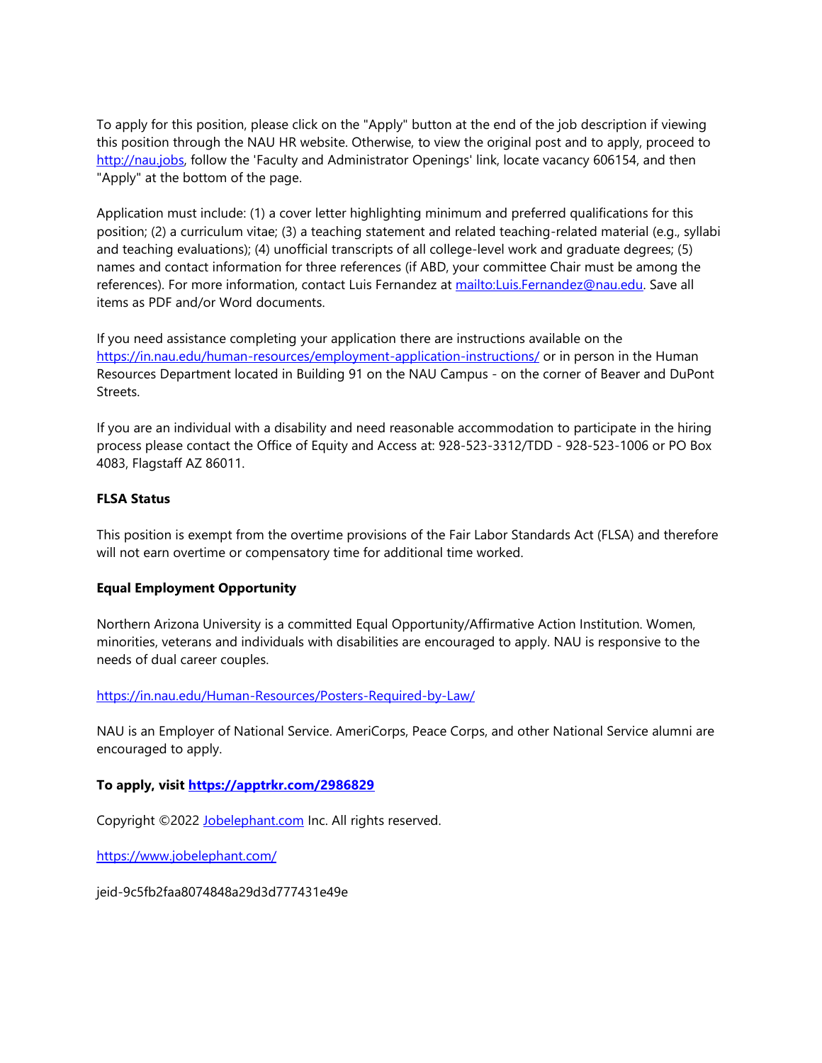To apply for this position, please click on the "Apply" button at the end of the job description if viewing this position through the NAU HR website. Otherwise, to view the original post and to apply, proceed to [http://nau.jobs](http://nau.jobs), follow the 'Faculty and Administrator Openings' link, locate vacancy 606154, and then "Apply" at the bottom of the page.

Application must include: (1) a cover letter highlighting minimum and preferred qualifications for this position; (2) a curriculum vitae; (3) a teaching statement and related teaching-related material (e.g., syllabi and teaching evaluations); (4) unofficial transcripts of all college-level work and graduate degrees; (5) names and contact information for three references (if ABD, your committee Chair must be among the references). For more information, contact Luis Fernandez at [mailto:Luis.Fernandez@nau.edu](mailto:Luis.Fernandez@nau.edu). Save all items as PDF and/or Word documents.

If you need assistance completing your application there are instructions available on the [https://in.nau.edu/human-resources/employment-application-instructions/](https://in.nau.edu/human-resources/employment-application-instructions/) or in person in the Human Resources Department located in Building 91 on the NAU Campus - on the corner of Beaver and DuPont Streets.

If you are an individual with a disability and need reasonable accommodation to participate in the hiring process please contact the Office of Equity and Access at: 928-523-3312/TDD - 928-523-1006 or PO Box 4083, Flagstaff AZ 86011.

**FLSA Status**

This position is exempt from the overtime provisions of the Fair Labor Standards Act (FLSA) and therefore will not earn overtime or compensatory time for additional time worked.

**Equal Employment Opportunity**

Northern Arizona University is a committed Equal Opportunity/Affirmative Action Institution. Women, minorities, veterans and individuals with disabilities are encouraged to apply. NAU is responsive to the needs of dual career couples.

[https://in.nau.edu/Human-Resources/Posters-Required-by-Law/](https://in.nau.edu/Human-Resources/Posters-Required-by-Law/)

NAU is an Employer of National Service. AmeriCorps, Peace Corps, and other National Service alumni are encouraged to apply.

**To apply, visit [https://apptrkr.com/2986829](https://apptrkr.com/2986829)**

Copyright ©2022 [Jobelephant.com](https://www.jobelephant.com/) Inc. All rights reserved.

[https://www.jobelephant.com/](https://www.jobelephant.com/)

jeid-9c5fb2faa8074848a29d3d777431e49e